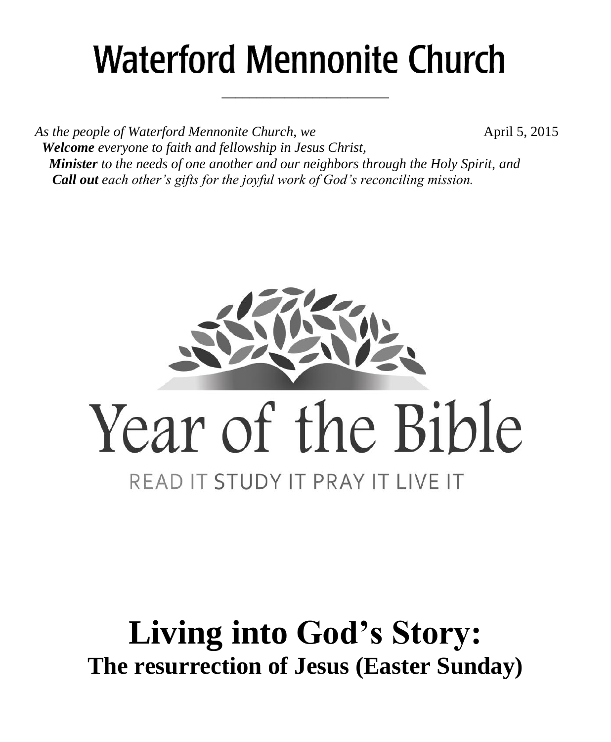# Waterford Mennonite Church

*As the people of Waterford Mennonite Church, we*

April 5, 2015

***Welcome*** *everyone to faith and fellowship in Jesus Christ,*
***Minister*** *to the needs of one another and our neighbors through the Holy Spirit, and*
***Call out*** *each other's gifts for the joyful work of God's reconciling mission.*

Year of the Bible

READ IT STUDY IT PRAY IT LIVE IT

# Living into God's Story:

## The resurrection of Jesus (Easter Sunday)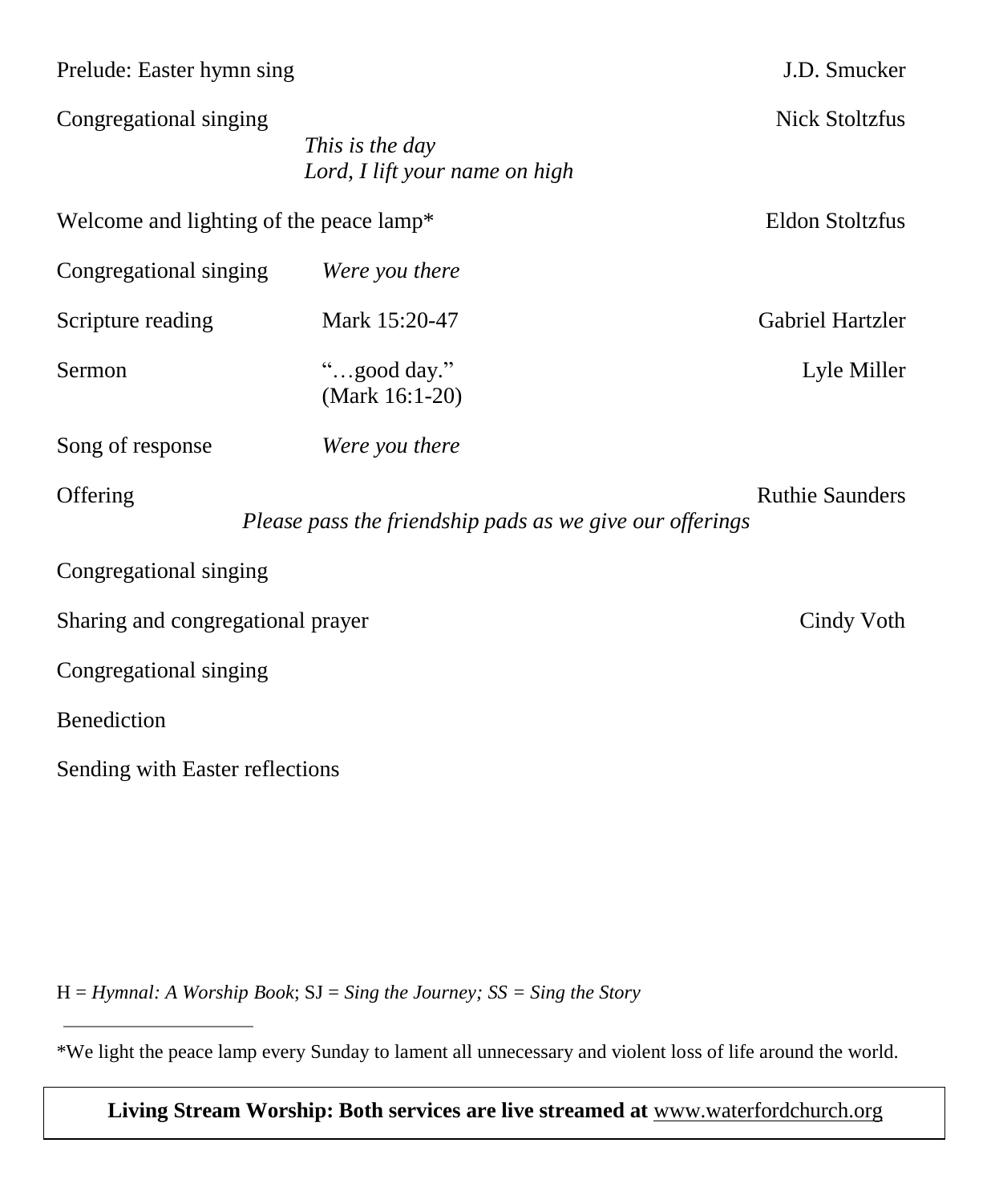Prelude: Easter hymn sing — J.D. Smucker

Congregational singing — Nick Stoltzfus

*This is the day*
*Lord, I lift your name on high*

Welcome and lighting of the peace lamp* — Eldon Stoltzfus

Congregational singing — *Were you there*

Scripture reading — Mark 15:20-47 — Gabriel Hartzler

Sermon — "…good day." (Mark 16:1-20) — Lyle Miller

Song of response — *Were you there*

Offering — Ruthie Saunders

*Please pass the friendship pads as we give our offerings*

Congregational singing

Sharing and congregational prayer — Cindy Voth

Congregational singing

Benediction

Sending with Easter reflections

H = *Hymnal: A Worship Book*; SJ = *Sing the Journey; SS = Sing the Story*

---

*We light the peace lamp every Sunday to lament all unnecessary and violent loss of life around the world.

**Living Stream Worship: Both services are live streamed at** www.waterfordchurch.org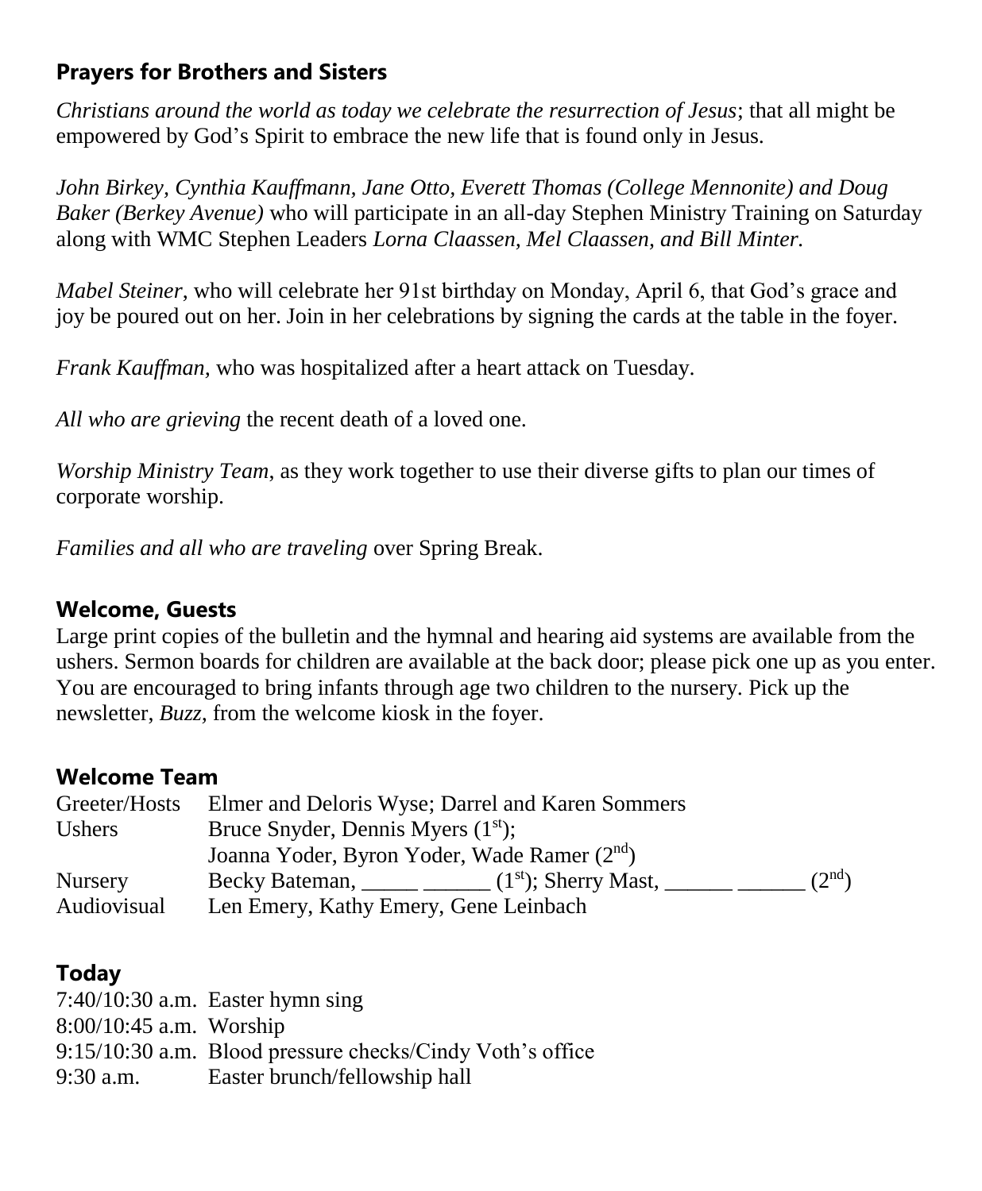## Prayers for Brothers and Sisters

*Christians around the world as today we celebrate the resurrection of Jesus*; that all might be empowered by God's Spirit to embrace the new life that is found only in Jesus.

*John Birkey, Cynthia Kauffmann, Jane Otto, Everett Thomas (College Mennonite) and Doug Baker (Berkey Avenue)* who will participate in an all-day Stephen Ministry Training on Saturday along with WMC Stephen Leaders *Lorna Claassen, Mel Claassen, and Bill Minter.*

*Mabel Steiner*, who will celebrate her 91st birthday on Monday, April 6, that God's grace and joy be poured out on her. Join in her celebrations by signing the cards at the table in the foyer.

*Frank Kauffman,* who was hospitalized after a heart attack on Tuesday.

*All who are grieving* the recent death of a loved one.

*Worship Ministry Team*, as they work together to use their diverse gifts to plan our times of corporate worship.

*Families and all who are traveling* over Spring Break.

## Welcome, Guests

Large print copies of the bulletin and the hymnal and hearing aid systems are available from the ushers. Sermon boards for children are available at the back door; please pick one up as you enter. You are encouraged to bring infants through age two children to the nursery. Pick up the newsletter, *Buzz,* from the welcome kiosk in the foyer.

## Welcome Team

| | |
|---|---|
| Greeter/Hosts | Elmer and Deloris Wyse; Darrel and Karen Sommers |
| Ushers | Bruce Snyder, Dennis Myers (1st); |
| | Joanna Yoder, Byron Yoder, Wade Ramer (2nd) |
| Nursery | Becky Bateman, _____ ______ (1st); Sherry Mast, ______ ______ (2nd) |
| Audiovisual | Len Emery, Kathy Emery, Gene Leinbach |

## Today

| | |
|---|---|
| 7:40/10:30 a.m. | Easter hymn sing |
| 8:00/10:45 a.m. | Worship |
| 9:15/10:30 a.m. | Blood pressure checks/Cindy Voth's office |
| 9:30 a.m. | Easter brunch/fellowship hall |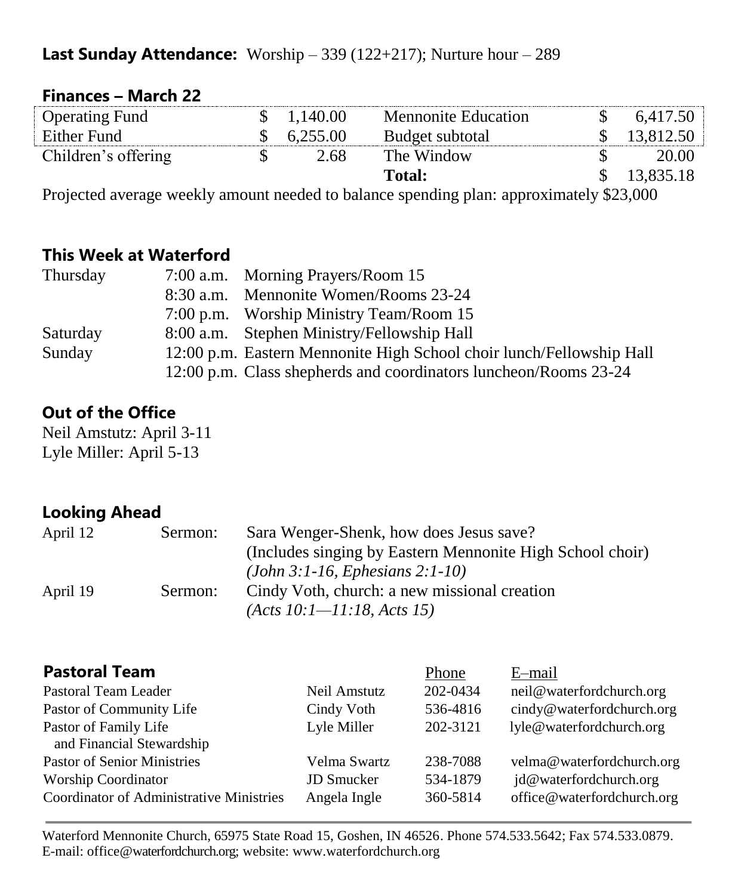**Last Sunday Attendance:** Worship – 339 (122+217); Nurture hour – 289

## Finances – March 22

| | | | | | |
|---|---|---|---|---|---|
| Operating Fund | $ | 1,140.00 | Mennonite Education | $ | 6,417.50 |
| Either Fund | $ | 6,255.00 | Budget subtotal | $ | 13,812.50 |
| Children's offering | $ | 2.68 | The Window | $ | 20.00 |
| | | | **Total:** | $ | 13,835.18 |

Projected average weekly amount needed to balance spending plan: approximately $23,000

## This Week at Waterford

| | | |
|---|---|---|
| Thursday | 7:00 a.m. | Morning Prayers/Room 15 |
| | 8:30 a.m. | Mennonite Women/Rooms 23-24 |
| | 7:00 p.m. | Worship Ministry Team/Room 15 |
| Saturday | 8:00 a.m. | Stephen Ministry/Fellowship Hall |
| Sunday | 12:00 p.m. | Eastern Mennonite High School choir lunch/Fellowship Hall |
| | 12:00 p.m. | Class shepherds and coordinators luncheon/Rooms 23-24 |

## Out of the Office

Neil Amstutz: April 3-11
Lyle Miller: April 5-13

## Looking Ahead

| | | |
|---|---|---|
| April 12 | Sermon: | Sara Wenger-Shenk, how does Jesus save? (Includes singing by Eastern Mennonite High School choir) *(John 3:1-16, Ephesians 2:1-10)* |
| April 19 | Sermon: | Cindy Voth, church: a new missional creation *(Acts 10:1—11:18, Acts 15)* |

## Pastoral Team

| | | Phone | E–mail |
|---|---|---|---|
| Pastoral Team Leader | Neil Amstutz | 202-0434 | neil@waterfordchurch.org |
| Pastor of Community Life | Cindy Voth | 536-4816 | cindy@waterfordchurch.org |
| Pastor of Family Life and Financial Stewardship | Lyle Miller | 202-3121 | lyle@waterfordchurch.org |
| Pastor of Senior Ministries | Velma Swartz | 238-7088 | velma@waterfordchurch.org |
| Worship Coordinator | JD Smucker | 534-1879 | jd@waterfordchurch.org |
| Coordinator of Administrative Ministries | Angela Ingle | 360-5814 | office@waterfordchurch.org |

Waterford Mennonite Church, 65975 State Road 15, Goshen, IN 46526. Phone 574.533.5642; Fax 574.533.0879. E-mail: office@waterfordchurch.org; website: www.waterfordchurch.org